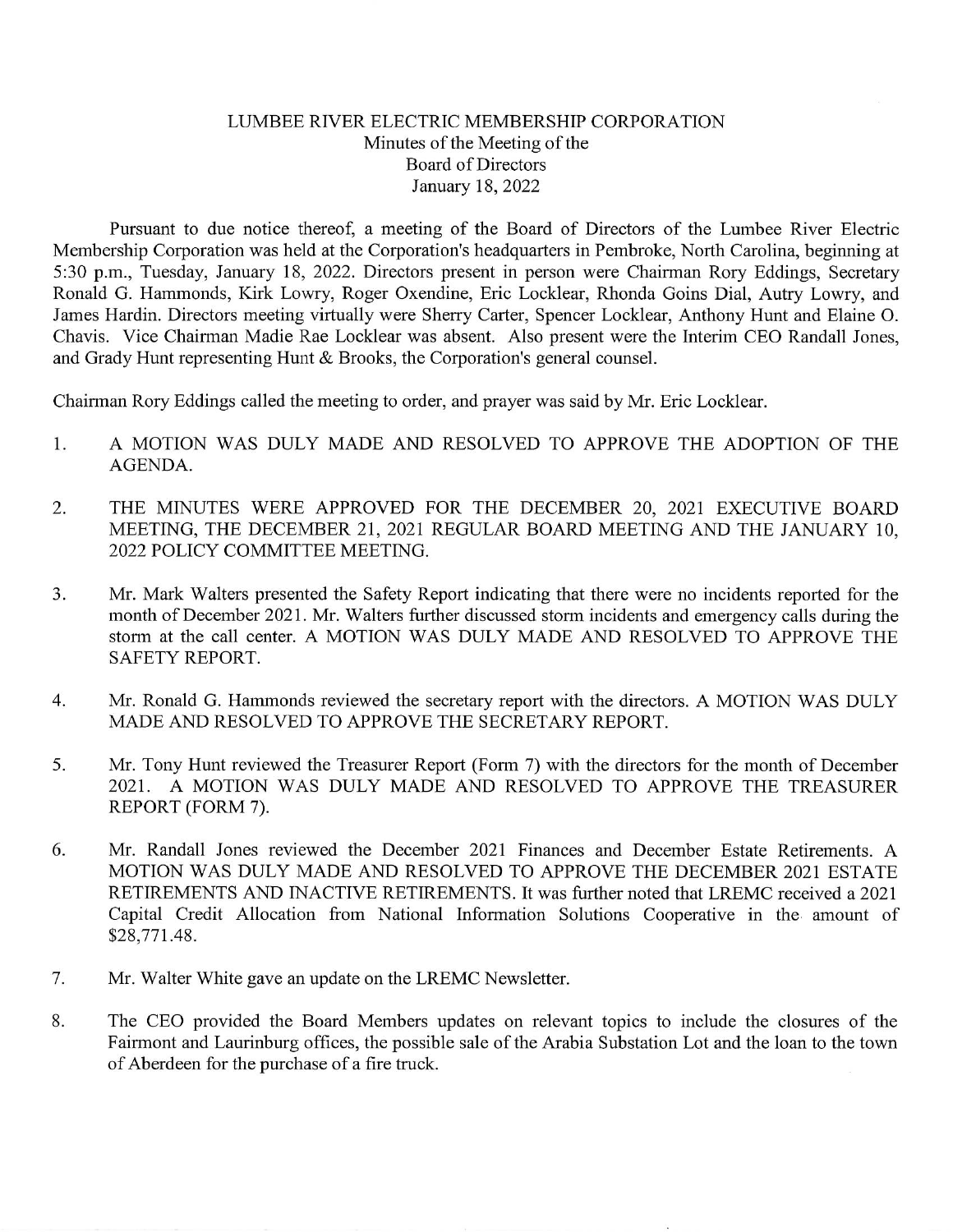# LUMBEE RIVER ELECTRIC MEMBERSHIP CORPORATION
## Minutes of the Meeting of the Board of Directors
### January 18, 2022

Pursuant to due notice thereof, a meeting of the Board of Directors of the Lumbee River Electric Membership Corporation was held at the Corporation's headquarters in Pembroke, North Carolina, beginning at 5:30 p.m., Tuesday, January 18, 2022. Directors present in person were Chairman Rory Eddings, Secretary Ronald G. Hammonds, Kirk Lowry, Roger Oxendine, Eric Locklear, Rhonda Goins Dial, Autry Lowry, and James Hardin. Directors meeting virtually were Sherry Carter, Spencer Locklear, Anthony Hunt and Elaine O. Chavis. Vice Chairman Madie Rae Locklear was absent. Also present were the Interim CEO Randall Jones, and Grady Hunt representing Hunt & Brooks, the Corporation's general counsel.

Chairman Rory Eddings called the meeting to order, and prayer was said by Mr. Eric Locklear.

1. A MOTION WAS DULY MADE AND RESOLVED TO APPROVE THE ADOPTION OF THE AGENDA.

2. THE MINUTES WERE APPROVED FOR THE DECEMBER 20, 2021 EXECUTIVE BOARD MEETING, THE DECEMBER 21, 2021 REGULAR BOARD MEETING AND THE JANUARY 10, 2022 POLICY COMMITTEE MEETING.

3. Mr. Mark Walters presented the Safety Report indicating that there were no incidents reported for the month of December 2021. Mr. Walters further discussed storm incidents and emergency calls during the storm at the call center. A MOTION WAS DULY MADE AND RESOLVED TO APPROVE THE SAFETY REPORT.

4. Mr. Ronald G. Hammonds reviewed the secretary report with the directors. A MOTION WAS DULY MADE AND RESOLVED TO APPROVE THE SECRETARY REPORT.

5. Mr. Tony Hunt reviewed the Treasurer Report (Form 7) with the directors for the month of December 2021. A MOTION WAS DULY MADE AND RESOLVED TO APPROVE THE TREASURER REPORT (FORM 7).

6. Mr. Randall Jones reviewed the December 2021 Finances and December Estate Retirements. A MOTION WAS DULY MADE AND RESOLVED TO APPROVE THE DECEMBER 2021 ESTATE RETIREMENTS AND INACTIVE RETIREMENTS. It was further noted that LREMC received a 2021 Capital Credit Allocation from National Information Solutions Cooperative in the amount of $28,771.48.

7. Mr. Walter White gave an update on the LREMC Newsletter.

8. The CEO provided the Board Members updates on relevant topics to include the closures of the Fairmont and Laurinburg offices, the possible sale of the Arabia Substation Lot and the loan to the town of Aberdeen for the purchase of a fire truck.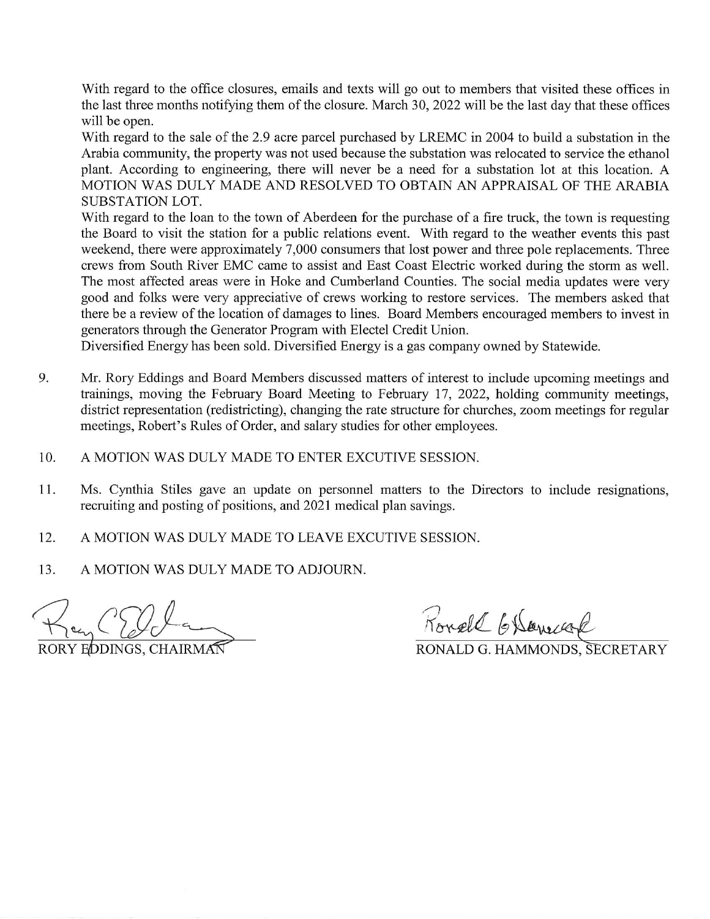With regard to the office closures, emails and texts will go out to members that visited these offices in the last three months notifying them of the closure. March 30, 2022 will be the last day that these offices will be open.

With regard to the sale of the 2.9 acre parcel purchased by LREMC in 2004 to build a substation in the Arabia community, the property was not used because the substation was relocated to service the ethanol plant. According to engineering, there will never be a need for a substation lot at this location. A MOTION WAS DULY MADE AND RESOLVED TO OBTAIN AN APPRAISAL OF THE ARABIA SUBSTATION LOT.

With regard to the loan to the town of Aberdeen for the purchase of a fire truck, the town is requesting the Board to visit the station for a public relations event. With regard to the weather events this past weekend, there were approximately 7,000 consumers that lost power and three pole replacements. Three crews from South River EMC came to assist and East Coast Electric worked during the storm as well. The most affected areas were in Hoke and Cumberland Counties. The social media updates were very good and folks were very appreciative of crews working to restore services. The members asked that there be a review of the location of damages to lines. Board Members encouraged members to invest in generators through the Generator Program with Electel Credit Union.

Diversified Energy has been sold. Diversified Energy is a gas company owned by Statewide.

9. Mr. Rory Eddings and Board Members discussed matters of interest to include upcoming meetings and trainings, moving the February Board Meeting to February 17, 2022, holding community meetings, district representation (redistricting), changing the rate structure for churches, zoom meetings for regular meetings, Robert's Rules of Order, and salary studies for other employees.

10. A MOTION WAS DULY MADE TO ENTER EXCUTIVE SESSION.

11. Ms. Cynthia Stiles gave an update on personnel matters to the Directors to include resignations, recruiting and posting of positions, and 2021 medical plan savings.

12. A MOTION WAS DULY MADE TO LEAVE EXCUTIVE SESSION.

13. A MOTION WAS DULY MADE TO ADJOURN.

RORY EDDINGS, CHAIRMAN

RONALD G. HAMMONDS, SECRETARY